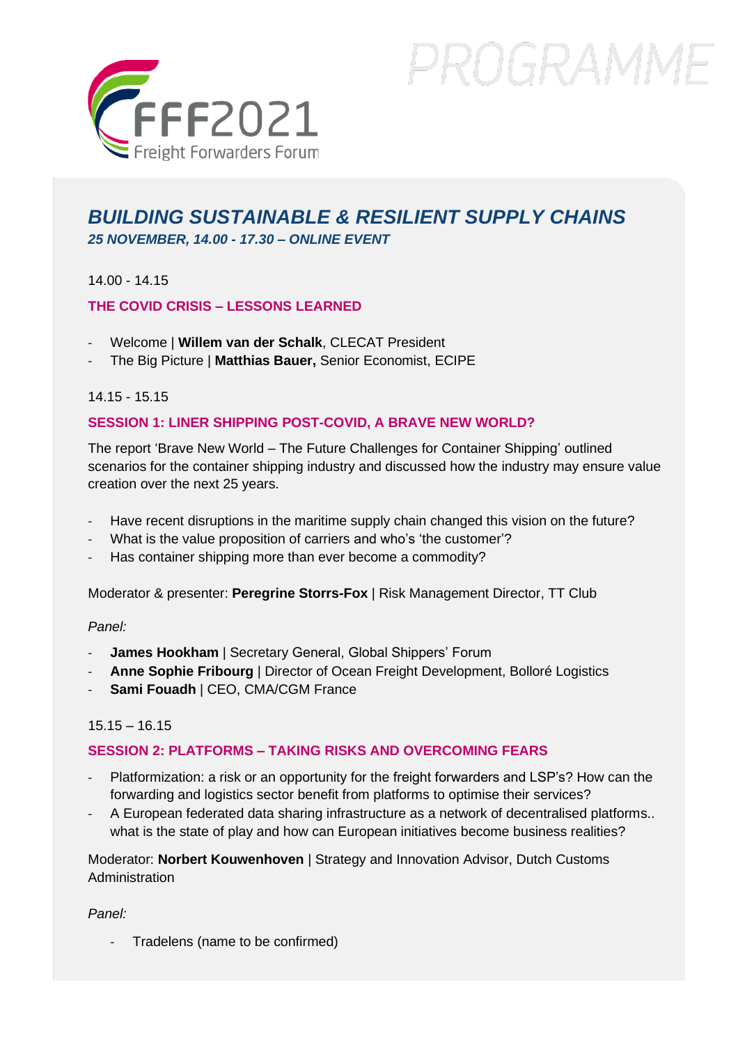FFF2021

Freight Forwarders Forum

PROGRAMME

# *BUILDING SUSTAINABLE & RESILIENT SUPPLY CHAINS*

***25 NOVEMBER, 14.00 - 17.30 – ONLINE EVENT***

14.00 - 14.15

## THE COVID CRISIS – LESSONS LEARNED

- Welcome | **Willem van der Schalk**, CLECAT President
- The Big Picture | **Matthias Bauer,** Senior Economist, ECIPE

14.15 - 15.15

## SESSION 1: LINER SHIPPING POST-COVID, A BRAVE NEW WORLD?

The report 'Brave New World – The Future Challenges for Container Shipping' outlined scenarios for the container shipping industry and discussed how the industry may ensure value creation over the next 25 years.

- Have recent disruptions in the maritime supply chain changed this vision on the future?
- What is the value proposition of carriers and who's 'the customer'?
- Has container shipping more than ever become a commodity?

Moderator & presenter: **Peregrine Storrs-Fox** | Risk Management Director, TT Club

*Panel:*

- **James Hookham** | Secretary General, Global Shippers' Forum
- **Anne Sophie Fribourg** | Director of Ocean Freight Development, Bolloré Logistics
- **Sami Fouadh** | CEO, CMA/CGM France

15.15 – 16.15

## SESSION 2: PLATFORMS – TAKING RISKS AND OVERCOMING FEARS

- Platformization: a risk or an opportunity for the freight forwarders and LSP's? How can the forwarding and logistics sector benefit from platforms to optimise their services?
- A European federated data sharing infrastructure as a network of decentralised platforms.. what is the state of play and how can European initiatives become business realities?

Moderator: **Norbert Kouwenhoven** | Strategy and Innovation Advisor, Dutch Customs Administration

*Panel:*

- Tradelens (name to be confirmed)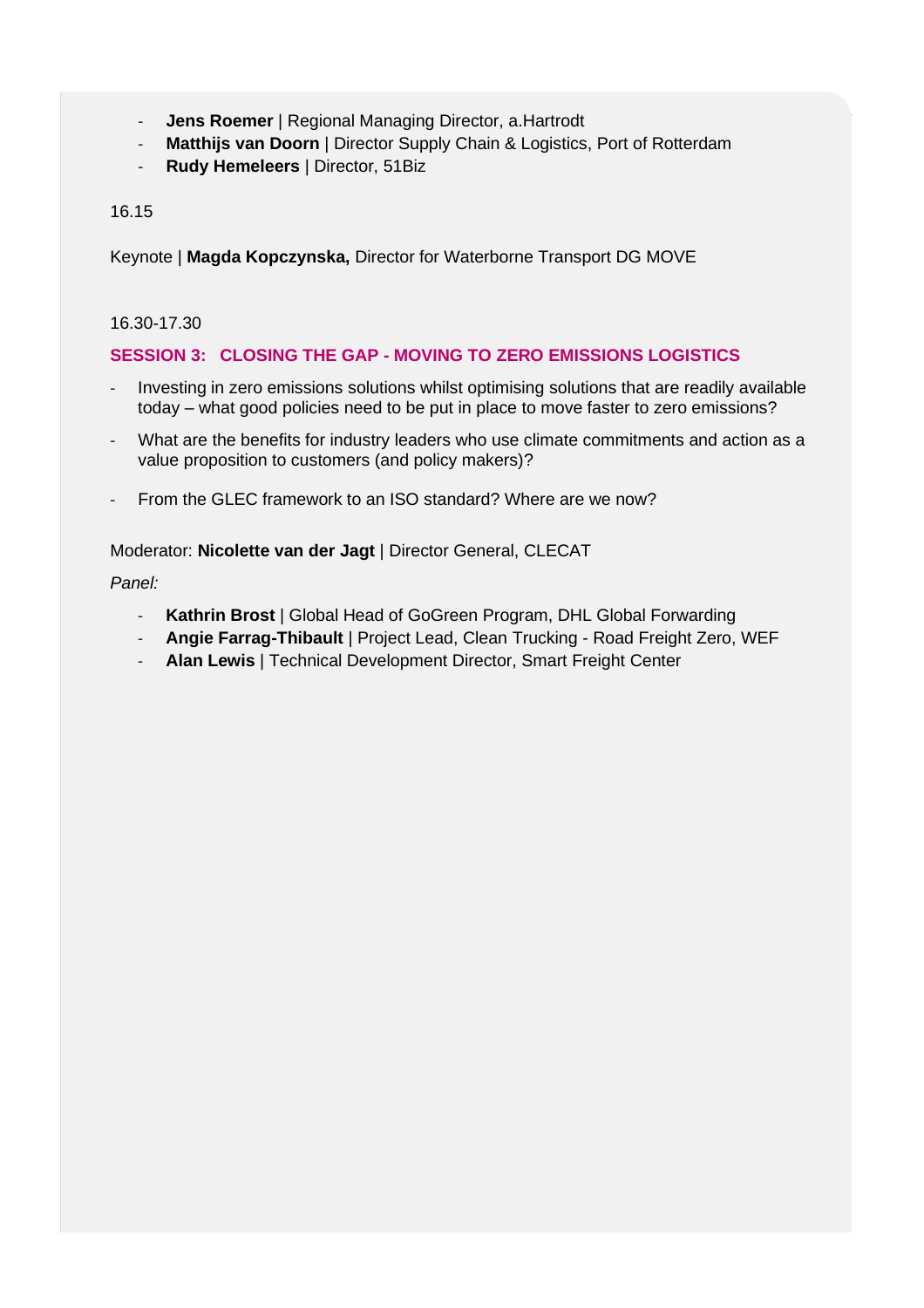- **Jens Roemer** | Regional Managing Director, a.Hartrodt
- **Matthijs van Doorn** | Director Supply Chain & Logistics, Port of Rotterdam
- **Rudy Hemeleers** | Director, 51Biz

16.15

Keynote | **Magda Kopczynska,** Director for Waterborne Transport DG MOVE

16.30-17.30

### SESSION 3: CLOSING THE GAP - MOVING TO ZERO EMISSIONS LOGISTICS

- Investing in zero emissions solutions whilst optimising solutions that are readily available today – what good policies need to be put in place to move faster to zero emissions?
- What are the benefits for industry leaders who use climate commitments and action as a value proposition to customers (and policy makers)?
- From the GLEC framework to an ISO standard? Where are we now?

Moderator: **Nicolette van der Jagt** | Director General, CLECAT

*Panel:*

- **Kathrin Brost** | Global Head of GoGreen Program, DHL Global Forwarding
- **Angie Farrag-Thibault** | Project Lead, Clean Trucking - Road Freight Zero, WEF
- **Alan Lewis** | Technical Development Director, Smart Freight Center